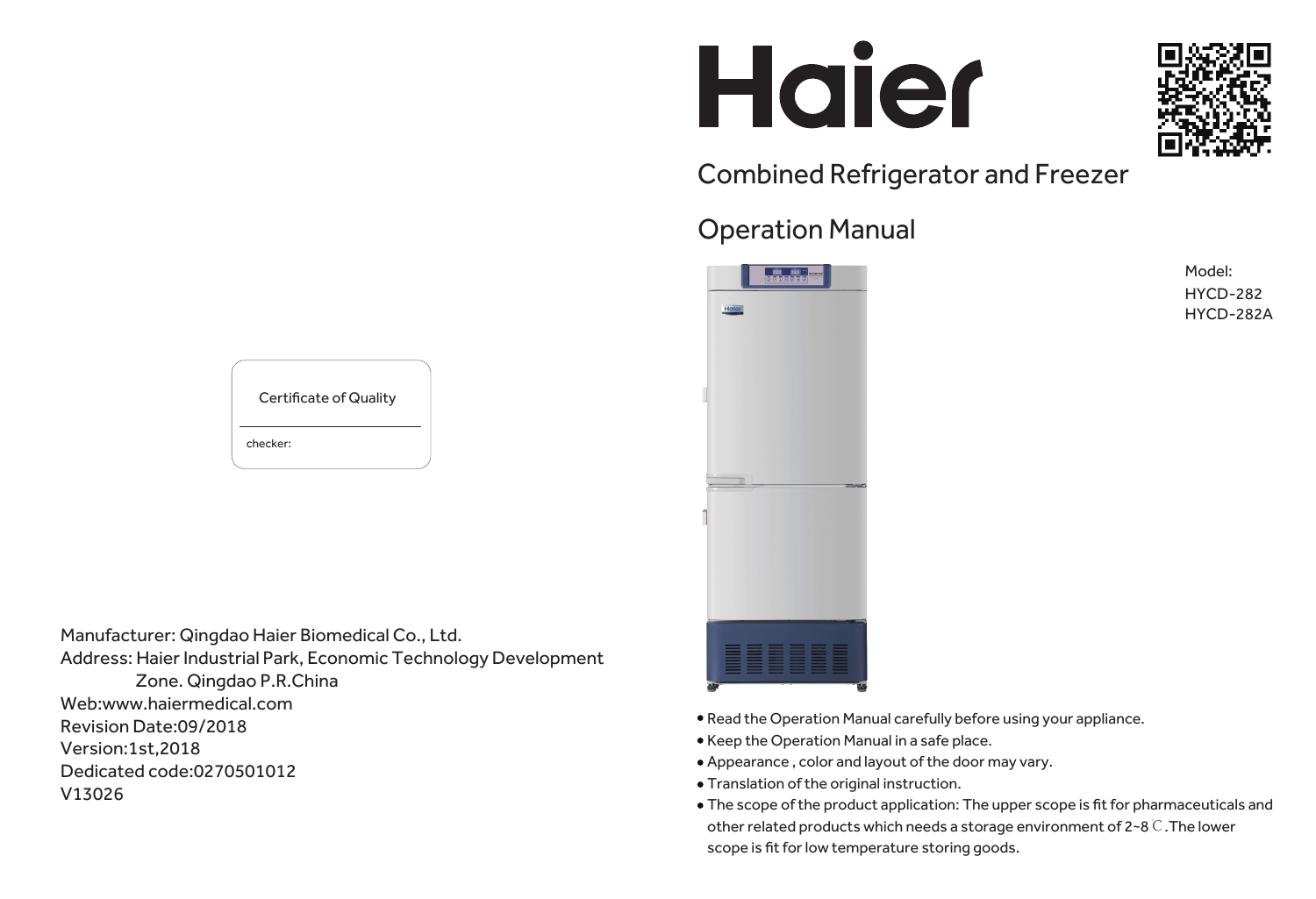# Haier

## Combined Refrigerator and Freezer

## Operation Manual

Model:
HYCD-282
HYCD-282A

- Read the Operation Manual carefully before using your appliance.
- Keep the Operation Manual in a safe place.
- Appearance , color and layout of the door may vary.
- Translation of the original instruction.
- The scope of the product application: The upper scope is fit for pharmaceuticals and other related products which needs a storage environment of 2~8 ℃.The lower scope is fit for low temperature storing goods.

Certificate of Quality

checker:

Manufacturer: Qingdao Haier Biomedical Co., Ltd.
Address: Haier Industrial Park, Economic Technology Development Zone. Qingdao P.R.China
Web:www.haiermedical.com
Revision Date:09/2018
Version:1st,2018
Dedicated code:0270501012
V13026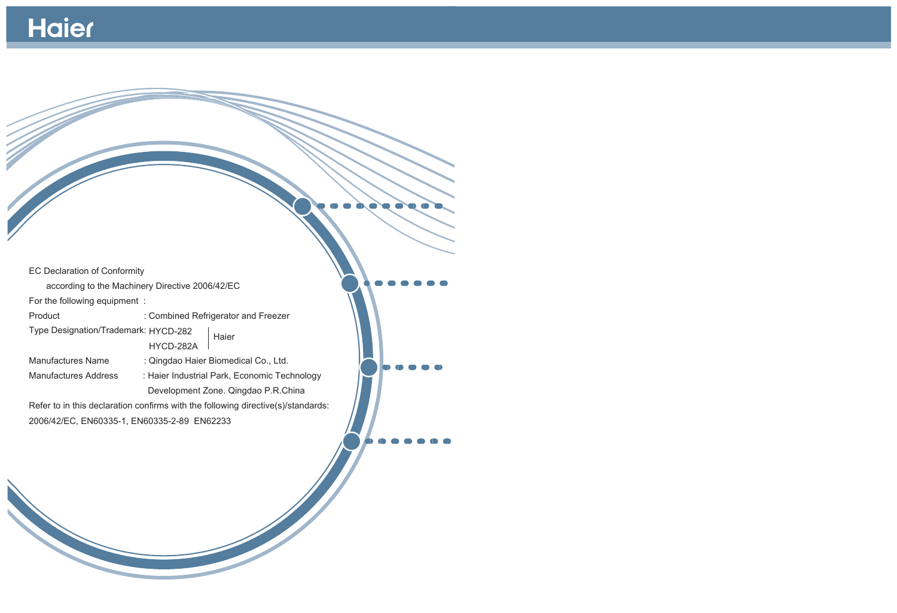EC Declaration of Conformity

according to the Machinery Directive 2006/42/EC

For the following equipment :

Product : Combined Refrigerator and Freezer

Type Designation/Trademark: HYCD-282 | Haier
HYCD-282A

Manufactures Name : Qingdao Haier Biomedical Co., Ltd.

Manufactures Address : Haier Industrial Park, Economic Technology Development Zone. Qingdao P.R.China

Refer to in this declaration confirms with the following directive(s)/standards:

2006/42/EC, EN60335-1, EN60335-2-89 EN62233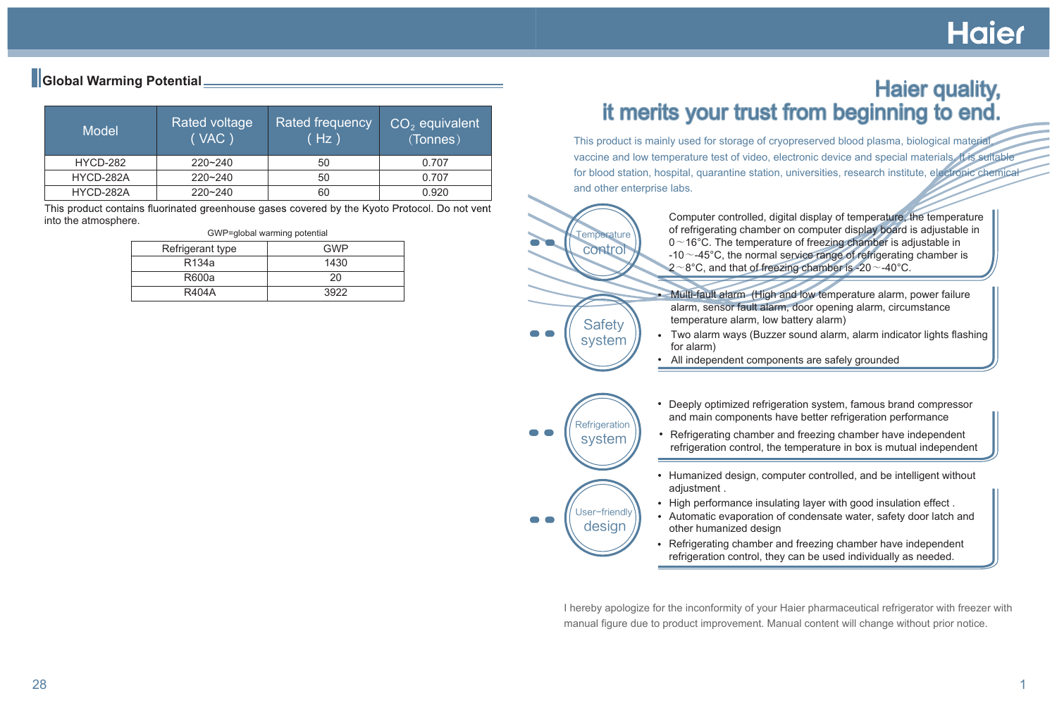## Global Warming Potential

| Model | Rated voltage ( VAC ) | Rated frequency ( Hz ) | $CO_2$ equivalent (Tonnes) |
|---|---|---|---|
| HYCD-282 | 220~240 | 50 | 0.707 |
| HYCD-282A | 220~240 | 50 | 0.707 |
| HYCD-282A | 220~240 | 60 | 0.920 |

This product contains fluorinated greenhouse gases covered by the Kyoto Protocol. Do not vent into the atmosphere.

GWP=global warming potential

| Refrigerant type | GWP |
|---|---|
| R134a | 1430 |
| R600a | 20 |
| R404A | 3922 |

# Haier quality, it merits your trust from beginning to end.

This product is mainly used for storage of cryopreserved blood plasma, biological material, vaccine and low temperature test of video, electronic device and special materials. It is suitable for blood station, hospital, quarantine station, universities, research institute, electronic chemical and other enterprise labs.

**Temperature control**

Computer controlled, digital display of temperature, the temperature of refrigerating chamber on computer display board is adjustable in 0～16°C. The temperature of freezing chamber is adjustable in -10～-45°C, the normal service range of refrigerating chamber is 2～8°C, and that of freezing chamber is -20～-40°C.

**Safety system**

- Multi-fault alarm (High and low temperature alarm, power failure alarm, sensor fault alarm, door opening alarm, circumstance temperature alarm, low battery alarm)
- Two alarm ways (Buzzer sound alarm, alarm indicator lights flashing for alarm)
- All independent components are safely grounded

**Refrigeration system**

- Deeply optimized refrigeration system, famous brand compressor and main components have better refrigeration performance
- Refrigerating chamber and freezing chamber have independent refrigeration control, the temperature in box is mutual independent

**User-friendly design**

- Humanized design, computer controlled, and be intelligent without adjustment .
- High performance insulating layer with good insulation effect .
- Automatic evaporation of condensate water, safety door latch and other humanized design
- Refrigerating chamber and freezing chamber have independent refrigeration control, they can be used individually as needed.

I hereby apologize for the inconformity of your Haier pharmaceutical refrigerator with freezer with manual figure due to product improvement. Manual content will change without prior notice.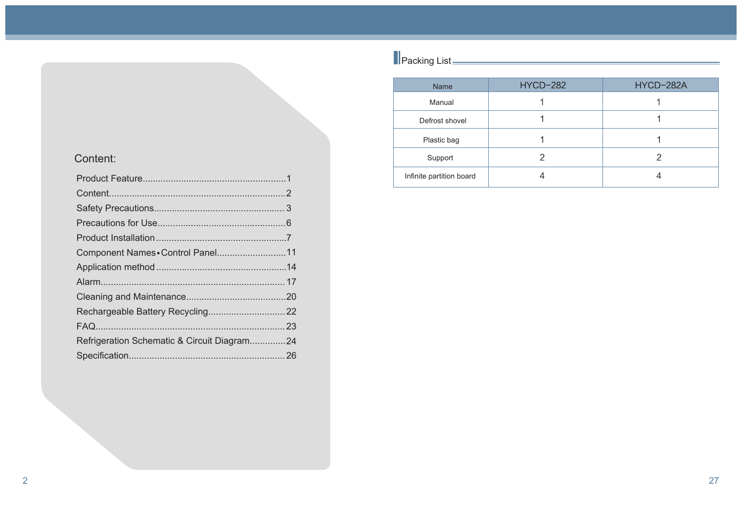## Content:

Product Feature.......................................................1
Content....................................................................2
Safety Precautions.................................................. 3
Precautions for Use.................................................6
Product Installation ..................................................7
Component Names•Control Panel..........................11
Application method ..................................................14
Alarm....................................................................... 17
Cleaning and Maintenance......................................20
Rechargeable Battery Recycling.............................22
FAQ.........................................................................23
Refrigeration Schematic & Circuit Diagram.............24
Specification............................................................26

## Packing List

| Name | HYCD-282 | HYCD-282A |
|---|---|---|
| Manual | 1 | 1 |
| Defrost shovel | 1 | 1 |
| Plastic bag | 1 | 1 |
| Support | 2 | 2 |
| Infinite partition board | 4 | 4 |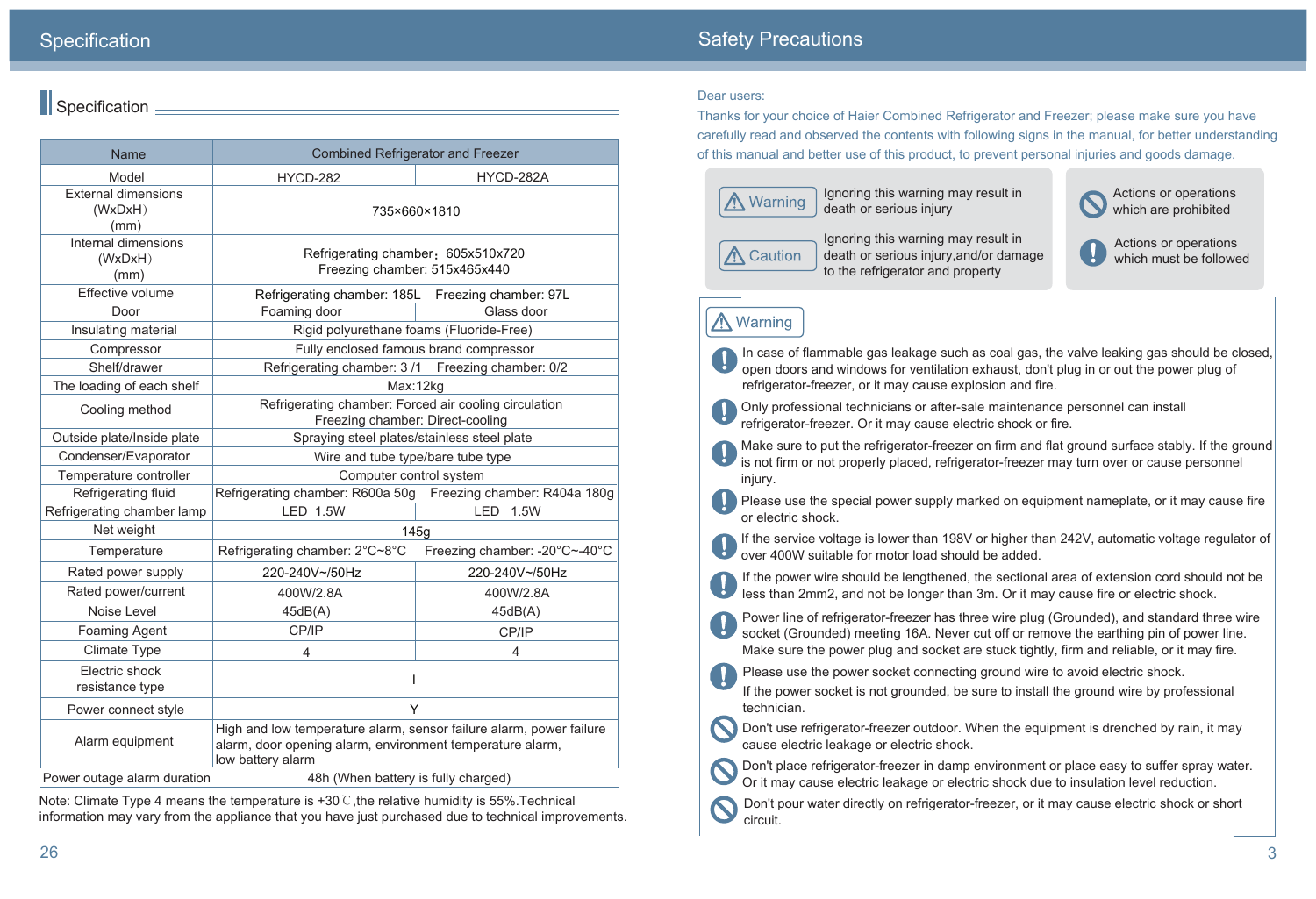# Specification

## Specification

| Name | Combined Refrigerator and Freezer | |
|---|---|---|
| Model | HYCD-282 | HYCD-282A |
| External dimensions (WxDxH) (mm) | 735×660×1810 | |
| Internal dimensions (WxDxH) (mm) | Refrigerating chamber：605x510x720<br>Freezing chamber: 515x465x440 | |
| Effective volume | Refrigerating chamber: 185L Freezing chamber: 97L | |
| Door | Foaming door | Glass door |
| Insulating material | Rigid polyurethane foams (Fluoride-Free) | |
| Compressor | Fully enclosed famous brand compressor | |
| Shelf/drawer | Refrigerating chamber: 3 /1 Freezing chamber: 0/2 | |
| The loading of each shelf | Max:12kg | |
| Cooling method | Refrigerating chamber: Forced air cooling circulation<br>Freezing chamber: Direct-cooling | |
| Outside plate/Inside plate | Spraying steel plates/stainless steel plate | |
| Condenser/Evaporator | Wire and tube type/bare tube type | |
| Temperature controller | Computer control system | |
| Refrigerating fluid | Refrigerating chamber: R600a 50g | Freezing chamber: R404a 180g |
| Refrigerating chamber lamp | LED 1.5W | LED 1.5W |
| Net weight | 145g | |
| Temperature | Refrigerating chamber: 2°C~8°C | Freezing chamber: -20°C~-40°C |
| Rated power supply | 220-240V~/50Hz | 220-240V~/50Hz |
| Rated power/current | 400W/2.8A | 400W/2.8A |
| Noise Level | 45dB(A) | 45dB(A) |
| Foaming Agent | CP/IP | CP/IP |
| Climate Type | 4 | 4 |
| Electric shock resistance type | I | |
| Power connect style | Y | |
| Alarm equipment | High and low temperature alarm, sensor failure alarm, power failure alarm, door opening alarm, environment temperature alarm, low battery alarm | |
| Power outage alarm duration | 48h (When battery is fully charged) | |

Note: Climate Type 4 means the temperature is +30℃,the relative humidity is 55%.Technical information may vary from the appliance that you have just purchased due to technical improvements.

# Safety Precautions

Dear users:

Thanks for your choice of Haier Combined Refrigerator and Freezer; please make sure you have carefully read and observed the contents with following signs in the manual, for better understanding of this manual and better use of this product, to prevent personal injuries and goods damage.

- **Warning**: Ignoring this warning may result in death or serious injury
- **Caution**: Ignoring this warning may result in death or serious injury,and/or damage to the refrigerator and property
- Actions or operations which are prohibited
- Actions or operations which must be followed

## Warning

- In case of flammable gas leakage such as coal gas, the valve leaking gas should be closed, open doors and windows for ventilation exhaust, don't plug in or out the power plug of refrigerator-freezer, or it may cause explosion and fire.
- Only professional technicians or after-sale maintenance personnel can install refrigerator-freezer. Or it may cause electric shock or fire.
- Make sure to put the refrigerator-freezer on firm and flat ground surface stably. If the ground is not firm or not properly placed, refrigerator-freezer may turn over or cause personnel injury.
- Please use the special power supply marked on equipment nameplate, or it may cause fire or electric shock.
- If the service voltage is lower than 198V or higher than 242V, automatic voltage regulator of over 400W suitable for motor load should be added.
- If the power wire should be lengthened, the sectional area of extension cord should not be less than 2mm2, and not be longer than 3m. Or it may cause fire or electric shock.
- Power line of refrigerator-freezer has three wire plug (Grounded), and standard three wire socket (Grounded) meeting 16A. Never cut off or remove the earthing pin of power line. Make sure the power plug and socket are stuck tightly, firm and reliable, or it may fire.
- Please use the power socket connecting ground wire to avoid electric shock. If the power socket is not grounded, be sure to install the ground wire by professional technician.
- Don't use refrigerator-freezer outdoor. When the equipment is drenched by rain, it may cause electric leakage or electric shock.
- Don't place refrigerator-freezer in damp environment or place easy to suffer spray water. Or it may cause electric leakage or electric shock due to insulation level reduction.
- Don't pour water directly on refrigerator-freezer, or it may cause electric shock or short circuit.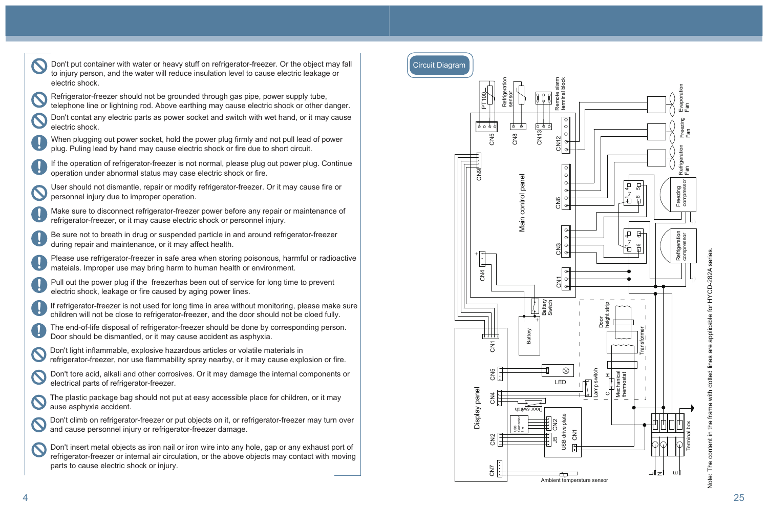- Don't put container with water or heavy stuff on refrigerator-freezer. Or the object may fall to injury person, and the water will reduce insulation level to cause electric leakage or electric shock.
- Refrigerator-freezer should not be grounded through gas pipe, power supply tube, telephone line or lightning rod. Above earthing may cause electric shock or other danger.
- Don't contat any electric parts as power socket and switch with wet hand, or it may cause electric shock.
- When plugging out power socket, hold the power plug firmly and not pull lead of power plug. Puling lead by hand may cause electric shock or fire due to short circuit.
- If the operation of refrigerator-freezer is not normal, please plug out power plug. Continue operation under abnormal status may case electric shock or fire.
- User should not dismantle, repair or modify refrigerator-freezer. Or it may cause fire or personnel injury due to improper operation.
- Make sure to disconnect refrigerator-freezer power before any repair or maintenance of refrigerator-freezer, or it may cause electric shock or personnel injury.
- Be sure not to breath in drug or suspended particle in and around refrigerator-freezer during repair and maintenance, or it may affect health.
- Please use refrigerator-freezer in safe area when storing poisonous, harmful or radioactive mateials. Improper use may bring harm to human health or environment.
- Pull out the power plug if the freezerhas been out of service for long time to prevent electric shock, leakage or fire caused by aging power lines.
- If refrigerator-freezer is not used for long time in area without monitoring, please make sure children will not be close to refrigerator-freezer, and the door should not be cloed fully.
- The end-of-life disposal of refrigerator-freezer should be done by corresponding person. Door should be dismantled, or it may cause accident as asphyxia.
- Don't light inflammable, explosive hazardous articles or volatile materials in refrigerator-freezer, nor use flammability spray nearby, or it may cause explosion or fire.
- Don't tore acid, alkali and other corrosives. Or it may damage the internal components or electrical parts of refrigerator-freezer.
- The plastic package bag should not put at easy accessible place for children, or it may ause asphyxia accident.
- Don't climb on refrigerator-freezer or put objects on it, or refrigerator-freezer may turn over and cause personnel injury or refrigerator-freezer damage.
- Don't insert metal objects as iron nail or iron wire into any hole, gap or any exhaust port of refrigerator-freezer or internal air circulation, or the above objects may contact with moving parts to cause electric shock or injury.

## Circuit Diagram

PT100 | Refrigeration sensor | Remote alarm terminal block | Evaporation Fan | Freezing Fan | Refrigeration Fan | CN5 | CN8 | CN13 | CN12 | CN9 | Main control panel | CN6 | Freezing compressor | CN3 | Refrigeration compressor | CN4 | CN1 | Battery Switch | Battery | Door height strip | Transformer | Display panel | CN1 | CN5 | LED | CN4 | Lamp switch | Mechanical thermostat | Door switch | USB Connection line | CN2 | J5 | USB drive plate | CN1 | CN2 | CN7 | Terminal box | Ambient temperature sensor | L | N | E

Note: The content in the frame with dotted lines are applicable for HYCD-282A series.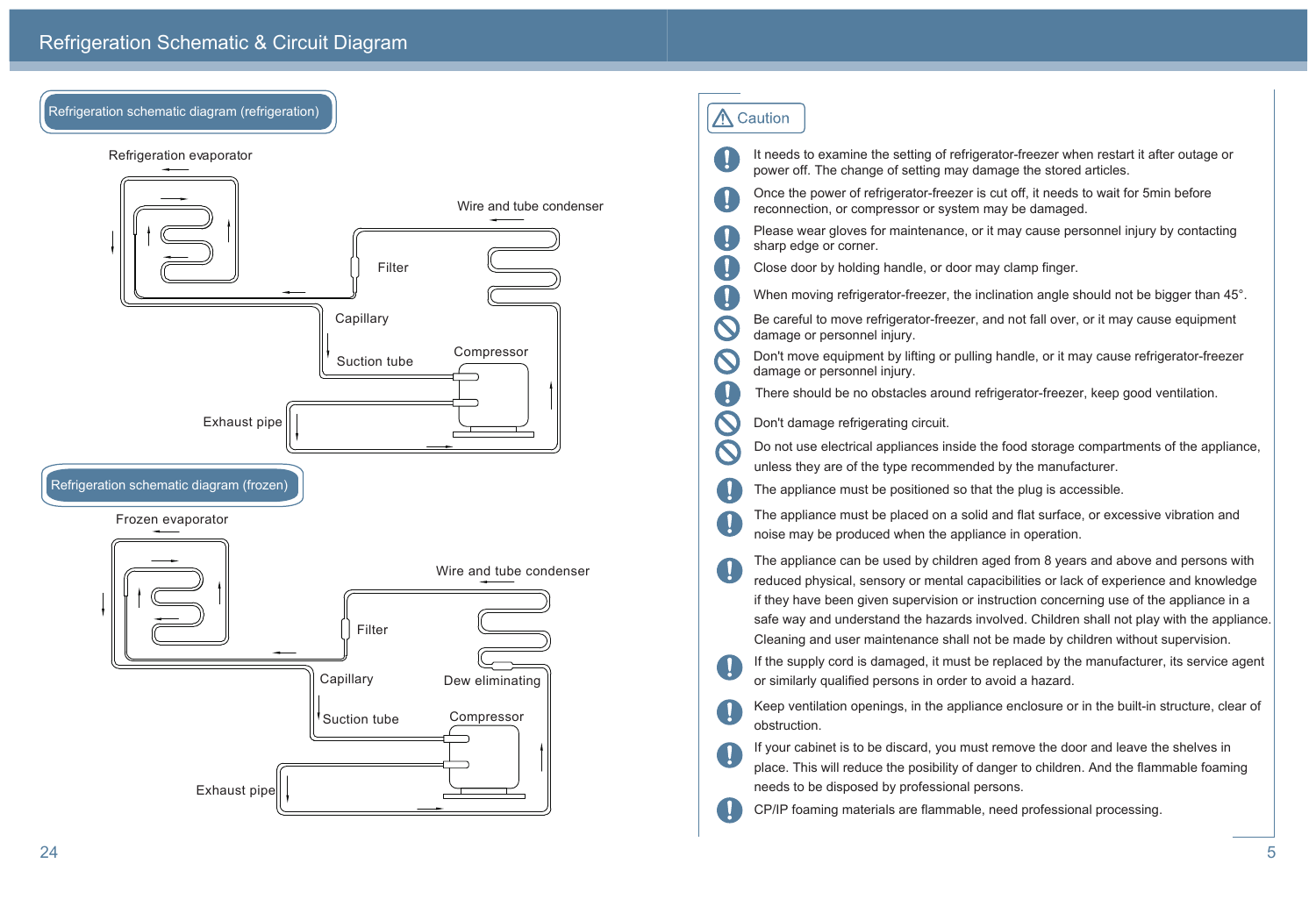# Refrigeration Schematic & Circuit Diagram

## Refrigeration schematic diagram (refrigeration)

Refrigeration evaporator

Wire and tube condenser

Filter

Capillary

Suction tube

Compressor

Exhaust pipe

## Refrigeration schematic diagram (frozen)

Frozen evaporator

Wire and tube condenser

Filter

Capillary

Dew eliminating

Suction tube

Compressor

Exhaust pipe

## Caution

- It needs to examine the setting of refrigerator-freezer when restart it after outage or power off. The change of setting may damage the stored articles.
- Once the power of refrigerator-freezer is cut off, it needs to wait for 5min before reconnection, or compressor or system may be damaged.
- Please wear gloves for maintenance, or it may cause personnel injury by contacting sharp edge or corner.
- Close door by holding handle, or door may clamp finger.
- When moving refrigerator-freezer, the inclination angle should not be bigger than 45°.
- Be careful to move refrigerator-freezer, and not fall over, or it may cause equipment damage or personnel injury.
- Don't move equipment by lifting or pulling handle, or it may cause refrigerator-freezer damage or personnel injury.
- There should be no obstacles around refrigerator-freezer, keep good ventilation.
- Don't damage refrigerating circuit.
- Do not use electrical appliances inside the food storage compartments of the appliance, unless they are of the type recommended by the manufacturer.
- The appliance must be positioned so that the plug is accessible.
- The appliance must be placed on a solid and flat surface, or excessive vibration and noise may be produced when the appliance in operation.
- The appliance can be used by children aged from 8 years and above and persons with reduced physical, sensory or mental capacibilities or lack of experience and knowledge if they have been given supervision or instruction concerning use of the appliance in a safe way and understand the hazards involved. Children shall not play with the appliance. Cleaning and user maintenance shall not be made by children without supervision.
- If the supply cord is damaged, it must be replaced by the manufacturer, its service agent or similarly qualified persons in order to avoid a hazard.
- Keep ventilation openings, in the appliance enclosure or in the built-in structure, clear of obstruction.
- If your cabinet is to be discard, you must remove the door and leave the shelves in place. This will reduce the posibility of danger to children. And the flammable foaming needs to be disposed by professional persons.
- CP/IP foaming materials are flammable, need professional processing.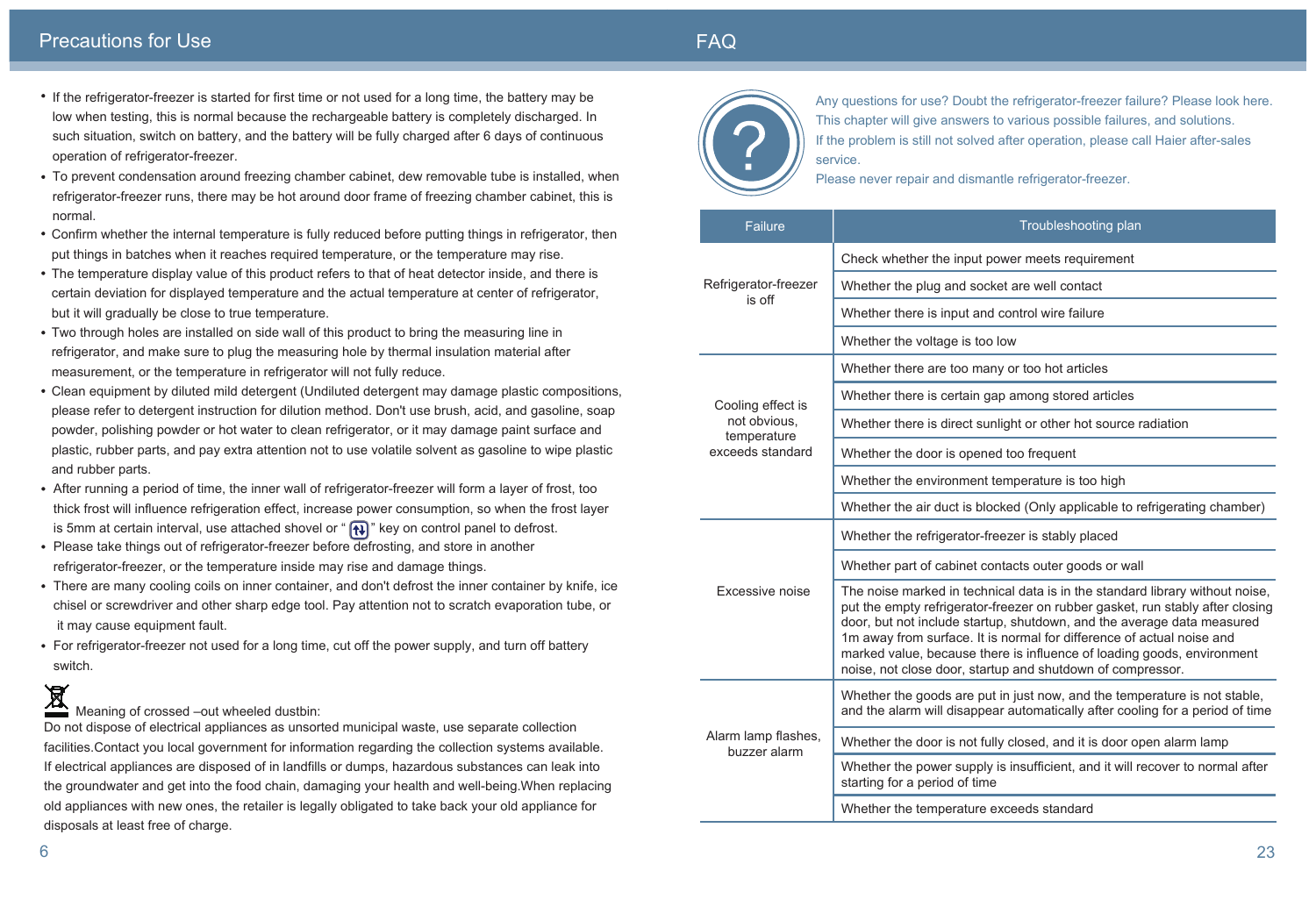## Precautions for Use

- If the refrigerator-freezer is started for first time or not used for a long time, the battery may be low when testing, this is normal because the rechargeable battery is completely discharged. In such situation, switch on battery, and the battery will be fully charged after 6 days of continuous operation of refrigerator-freezer.
- To prevent condensation around freezing chamber cabinet, dew removable tube is installed, when refrigerator-freezer runs, there may be hot around door frame of freezing chamber cabinet, this is normal.
- Confirm whether the internal temperature is fully reduced before putting things in refrigerator, then put things in batches when it reaches required temperature, or the temperature may rise.
- The temperature display value of this product refers to that of heat detector inside, and there is certain deviation for displayed temperature and the actual temperature at center of refrigerator, but it will gradually be close to true temperature.
- Two through holes are installed on side wall of this product to bring the measuring line in refrigerator, and make sure to plug the measuring hole by thermal insulation material after measurement, or the temperature in refrigerator will not fully reduce.
- Clean equipment by diluted mild detergent (Undiluted detergent may damage plastic compositions, please refer to detergent instruction for dilution method. Don't use brush, acid, and gasoline, soap powder, polishing powder or hot water to clean refrigerator, or it may damage paint surface and plastic, rubber parts, and pay extra attention not to use volatile solvent as gasoline to wipe plastic and rubber parts.
- After running a period of time, the inner wall of refrigerator-freezer will form a layer of frost, too thick frost will influence refrigeration effect, increase power consumption, so when the frost layer is 5mm at certain interval, use attached shovel or " " key on control panel to defrost.
- Please take things out of refrigerator-freezer before defrosting, and store in another refrigerator-freezer, or the temperature inside may rise and damage things.
- There are many cooling coils on inner container, and don't defrost the inner container by knife, ice chisel or screwdriver and other sharp edge tool. Pay attention not to scratch evaporation tube, or it may cause equipment fault.
- For refrigerator-freezer not used for a long time, cut off the power supply, and turn off battery switch.

Meaning of crossed –out wheeled dustbin:
Do not dispose of electrical appliances as unsorted municipal waste, use separate collection facilities.Contact you local government for information regarding the collection systems available. If electrical appliances are disposed of in landfills or dumps, hazardous substances can leak into the groundwater and get into the food chain, damaging your health and well-being.When replacing old appliances with new ones, the retailer is legally obligated to take back your old appliance for disposals at least free of charge.

## FAQ

Any questions for use? Doubt the refrigerator-freezer failure? Please look here.
This chapter will give answers to various possible failures, and solutions.
If the problem is still not solved after operation, please call Haier after-sales service.
Please never repair and dismantle refrigerator-freezer.

| Failure | Troubleshooting plan |
|---|---|
| Refrigerator-freezer is off | Check whether the input power meets requirement |
| | Whether the plug and socket are well contact |
| | Whether there is input and control wire failure |
| | Whether the voltage is too low |
| Cooling effect is not obvious, temperature exceeds standard | Whether there are too many or too hot articles |
| | Whether there is certain gap among stored articles |
| | Whether there is direct sunlight or other hot source radiation |
| | Whether the door is opened too frequent |
| | Whether the environment temperature is too high |
| | Whether the air duct is blocked (Only applicable to refrigerating chamber) |
| Excessive noise | Whether the refrigerator-freezer is stably placed |
| | Whether part of cabinet contacts outer goods or wall |
| | The noise marked in technical data is in the standard library without noise, put the empty refrigerator-freezer on rubber gasket, run stably after closing door, but not include startup, shutdown, and the average data measured 1m away from surface. It is normal for difference of actual noise and marked value, because there is influence of loading goods, environment noise, not close door, startup and shutdown of compressor. |
| Alarm lamp flashes, buzzer alarm | Whether the goods are put in just now, and the temperature is not stable, and the alarm will disappear automatically after cooling for a period of time |
| | Whether the door is not fully closed, and it is door open alarm lamp |
| | Whether the power supply is insufficient, and it will recover to normal after starting for a period of time |
| | Whether the temperature exceeds standard |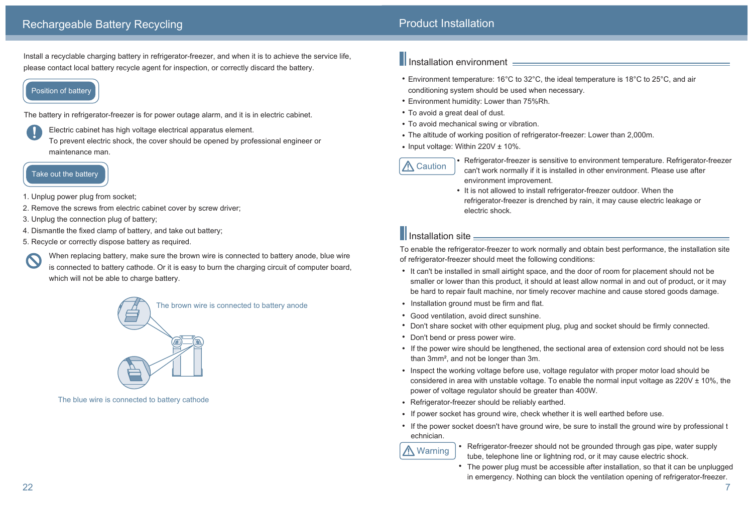# Rechargeable Battery Recycling

Install a recyclable charging battery in refrigerator-freezer, and when it is to achieve the service life, please contact local battery recycle agent for inspection, or correctly discard the battery.

## Position of battery

The battery in refrigerator-freezer is for power outage alarm, and it is in electric cabinet.

Electric cabinet has high voltage electrical apparatus element.
To prevent electric shock, the cover should be opened by professional engineer or maintenance man.

## Take out the battery

1. Unplug power plug from socket;
2. Remove the screws from electric cabinet cover by screw driver;
3. Unplug the connection plug of battery;
4. Dismantle the fixed clamp of battery, and take out battery;
5. Recycle or correctly dispose battery as required.

When replacing battery, make sure the brown wire is connected to battery anode, blue wire is connected to battery cathode. Or it is easy to burn the charging circuit of computer board, which will not be able to charge battery.

The brown wire is connected to battery anode

The blue wire is connected to battery cathode

# Product Installation

## Installation environment

- Environment temperature: 16°C to 32°C, the ideal temperature is 18°C to 25°C, and air conditioning system should be used when necessary.
- Environment humidity: Lower than 75%Rh.
- To avoid a great deal of dust.
- To avoid mechanical swing or vibration.
- The altitude of working position of refrigerator-freezer: Lower than 2,000m.
- Input voltage: Within 220V ± 10%.

**Caution**

- Refrigerator-freezer is sensitive to environment temperature. Refrigerator-freezer can't work normally if it is installed in other environment. Please use after environment improvement.
- It is not allowed to install refrigerator-freezer outdoor. When the refrigerator-freezer is drenched by rain, it may cause electric leakage or electric shock.

## Installation site

To enable the refrigerator-freezer to work normally and obtain best performance, the installation site of refrigerator-freezer should meet the following conditions:

- It can't be installed in small airtight space, and the door of room for placement should not be smaller or lower than this product, it should at least allow normal in and out of product, or it may be hard to repair fault machine, nor timely recover machine and cause stored goods damage.
- Installation ground must be firm and flat.
- Good ventilation, avoid direct sunshine.
- Don't share socket with other equipment plug, plug and socket should be firmly connected.
- Don't bend or press power wire.
- If the power wire should be lengthened, the sectional area of extension cord should not be less than 3mm², and not be longer than 3m.
- Inspect the working voltage before use, voltage regulator with proper motor load should be considered in area with unstable voltage. To enable the normal input voltage as 220V ± 10%, the power of voltage regulator should be greater than 400W.
- Refrigerator-freezer should be reliably earthed.
- If power socket has ground wire, check whether it is well earthed before use.
- If the power socket doesn't have ground wire, be sure to install the ground wire by professional t echnician.

**Warning**

- Refrigerator-freezer should not be grounded through gas pipe, water supply tube, telephone line or lightning rod, or it may cause electric shock.
- The power plug must be accessible after installation, so that it can be unplugged in emergency. Nothing can block the ventilation opening of refrigerator-freezer.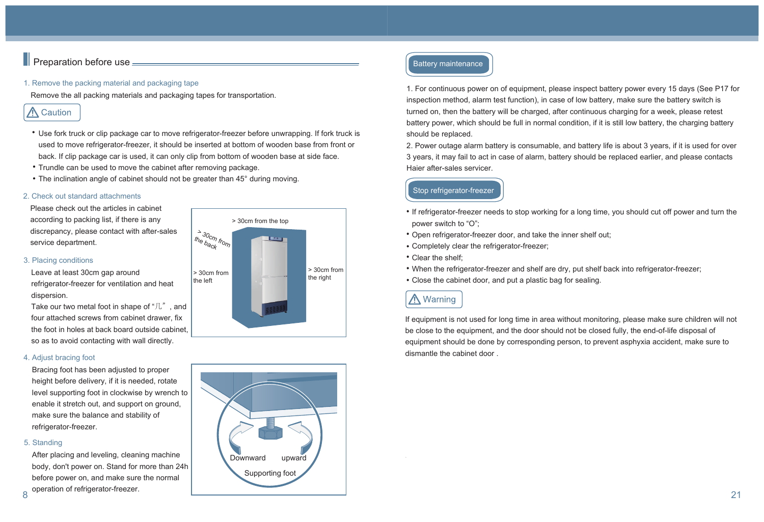## Preparation before use

### 1. Remove the packing material and packaging tape

Remove the all packing materials and packaging tapes for transportation.

**⚠ Caution**

- Use fork truck or clip package car to move refrigerator-freezer before unwrapping. If fork truck is used to move refrigerator-freezer, it should be inserted at bottom of wooden base from front or back. If clip package car is used, it can only clip from bottom of wooden base at side face.
- Trundle can be used to move the cabinet after removing package.
- The inclination angle of cabinet should not be greater than 45° during moving.

### 2. Check out standard attachments

Please check out the articles in cabinet according to packing list, if there is any discrepancy, please contact with after-sales service department.

### 3. Placing conditions

Leave at least 30cm gap around refrigerator-freezer for ventilation and heat dispersion.

Take our two metal foot in shape of "儿" , and four attached screws from cabinet drawer, fix the foot in holes at back board outside cabinet, so as to avoid contacting with wall directly.

> 30cm from the top

> 30cm from the back

> 30cm from the left

> 30cm from the right

### 4. Adjust bracing foot

Bracing foot has been adjusted to proper height before delivery, if it is needed, rotate level supporting foot in clockwise by wrench to enable it stretch out, and support on ground, make sure the balance and stability of refrigerator-freezer.

Downward upward

Supporting foot

### 5. Standing

After placing and leveling, cleaning machine body, don't power on. Stand for more than 24h before power on, and make sure the normal operation of refrigerator-freezer.

## Battery maintenance

1. For continuous power on of equipment, please inspect battery power every 15 days (See P17 for inspection method, alarm test function), in case of low battery, make sure the battery switch is turned on, then the battery will be charged, after continuous charging for a week, please retest battery power, which should be full in normal condition, if it is still low battery, the charging battery should be replaced.
2. Power outage alarm battery is consumable, and battery life is about 3 years, if it is used for over 3 years, it may fail to act in case of alarm, battery should be replaced earlier, and please contacts Haier after-sales servicer.

## Stop refrigerator-freezer

- If refrigerator-freezer needs to stop working for a long time, you should cut off power and turn the power switch to "O";
- Open refrigerator-freezer door, and take the inner shelf out;
- Completely clear the refrigerator-freezer;
- Clear the shelf;
- When the refrigerator-freezer and shelf are dry, put shelf back into refrigerator-freezer;
- Close the cabinet door, and put a plastic bag for sealing.

**⚠ Warning**

If equipment is not used for long time in area without monitoring, please make sure children will not be close to the equipment, and the door should not be closed fully, the end-of-life disposal of equipment should be done by corresponding person, to prevent asphyxia accident, make sure to dismantle the cabinet door .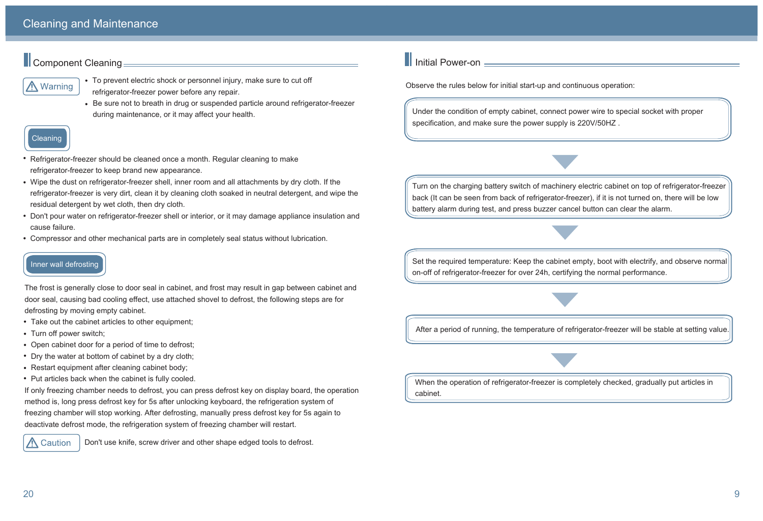# Cleaning and Maintenance

## Component Cleaning

**Warning**

- To prevent electric shock or personnel injury, make sure to cut off refrigerator-freezer power before any repair.
- Be sure not to breath in drug or suspended particle around refrigerator-freezer during maintenance, or it may affect your health.

### Cleaning

- Refrigerator-freezer should be cleaned once a month. Regular cleaning to make refrigerator-freezer to keep brand new appearance.
- Wipe the dust on refrigerator-freezer shell, inner room and all attachments by dry cloth. If the refrigerator-freezer is very dirt, clean it by cleaning cloth soaked in neutral detergent, and wipe the residual detergent by wet cloth, then dry cloth.
- Don't pour water on refrigerator-freezer shell or interior, or it may damage appliance insulation and cause failure.
- Compressor and other mechanical parts are in completely seal status without lubrication.

### Inner wall defrosting

The frost is generally close to door seal in cabinet, and frost may result in gap between cabinet and door seal, causing bad cooling effect, use attached shovel to defrost, the following steps are for defrosting by moving empty cabinet.

- Take out the cabinet articles to other equipment;
- Turn off power switch;
- Open cabinet door for a period of time to defrost;
- Dry the water at bottom of cabinet by a dry cloth;
- Restart equipment after cleaning cabinet body;
- Put articles back when the cabinet is fully cooled.

If only freezing chamber needs to defrost, you can press defrost key on display board, the operation method is, long press defrost key for 5s after unlocking keyboard, the refrigeration system of freezing chamber will stop working. After defrosting, manually press defrost key for 5s again to deactivate defrost mode, the refrigeration system of freezing chamber will restart.

**Caution** Don't use knife, screw driver and other shape edged tools to defrost.

## Initial Power-on

Observe the rules below for initial start-up and continuous operation:

Under the condition of empty cabinet, connect power wire to special socket with proper specification, and make sure the power supply is 220V/50HZ .

↓

Turn on the charging battery switch of machinery electric cabinet on top of refrigerator-freezer back (It can be seen from back of refrigerator-freezer), if it is not turned on, there will be low battery alarm during test, and press buzzer cancel button can clear the alarm.

↓

Set the required temperature: Keep the cabinet empty, boot with electrify, and observe normal on-off of refrigerator-freezer for over 24h, certifying the normal performance.

↓

After a period of running, the temperature of refrigerator-freezer will be stable at setting value.

↓

When the operation of refrigerator-freezer is completely checked, gradually put articles in cabinet.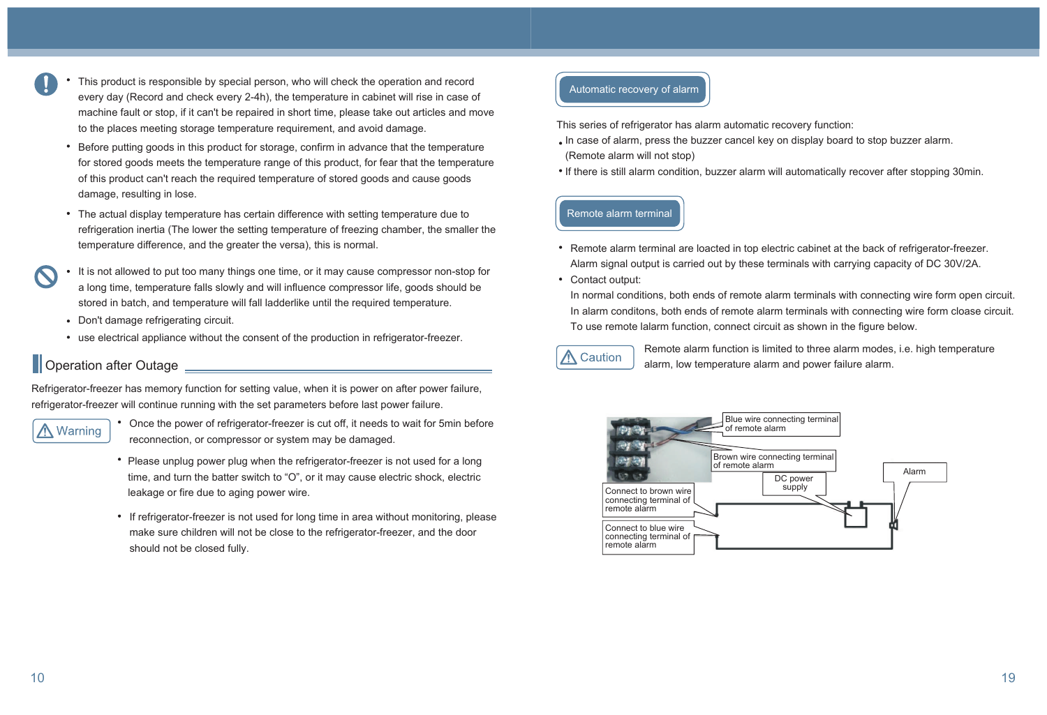- This product is responsible by special person, who will check the operation and record every day (Record and check every 2-4h), the temperature in cabinet will rise in case of machine fault or stop, if it can't be repaired in short time, please take out articles and move to the places meeting storage temperature requirement, and avoid damage.
- Before putting goods in this product for storage, confirm in advance that the temperature for stored goods meets the temperature range of this product, for fear that the temperature of this product can't reach the required temperature of stored goods and cause goods damage, resulting in lose.
- The actual display temperature has certain difference with setting temperature due to refrigeration inertia (The lower the setting temperature of freezing chamber, the smaller the temperature difference, and the greater the versa), this is normal.

- It is not allowed to put too many things one time, or it may cause compressor non-stop for a long time, temperature falls slowly and will influence compressor life, goods should be stored in batch, and temperature will fall ladderlike until the required temperature.
- Don't damage refrigerating circuit.
- use electrical appliance without the consent of the production in refrigerator-freezer.

## Operation after Outage

Refrigerator-freezer has memory function for setting value, when it is power on after power failure, refrigerator-freezer will continue running with the set parameters before last power failure.

**Warning**

- Once the power of refrigerator-freezer is cut off, it needs to wait for 5min before reconnection, or compressor or system may be damaged.
- Please unplug power plug when the refrigerator-freezer is not used for a long time, and turn the batter switch to "O", or it may cause electric shock, electric leakage or fire due to aging power wire.
- If refrigerator-freezer is not used for long time in area without monitoring, please make sure children will not be close to the refrigerator-freezer, and the door should not be closed fully.

### Automatic recovery of alarm

This series of refrigerator has alarm automatic recovery function:

- In case of alarm, press the buzzer cancel key on display board to stop buzzer alarm. (Remote alarm will not stop)
- If there is still alarm condition, buzzer alarm will automatically recover after stopping 30min.

### Remote alarm terminal

- Remote alarm terminal are loacted in top electric cabinet at the back of refrigerator-freezer. Alarm signal output is carried out by these terminals with carrying capacity of DC 30V/2A.
- Contact output:
  In normal conditions, both ends of remote alarm terminals with connecting wire form open circuit.
  In alarm conditons, both ends of remote alarm terminals with connecting wire form cloase circuit.
  To use remote lalarm function, connect circuit as shown in the figure below.

**Caution** Remote alarm function is limited to three alarm modes, i.e. high temperature alarm, low temperature alarm and power failure alarm.

Blue wire connecting terminal of remote alarm

Brown wire connecting terminal of remote alarm

Alarm

DC power supply

Connect to brown wire connecting terminal of remote alarm

Connect to blue wire connecting terminal of remote alarm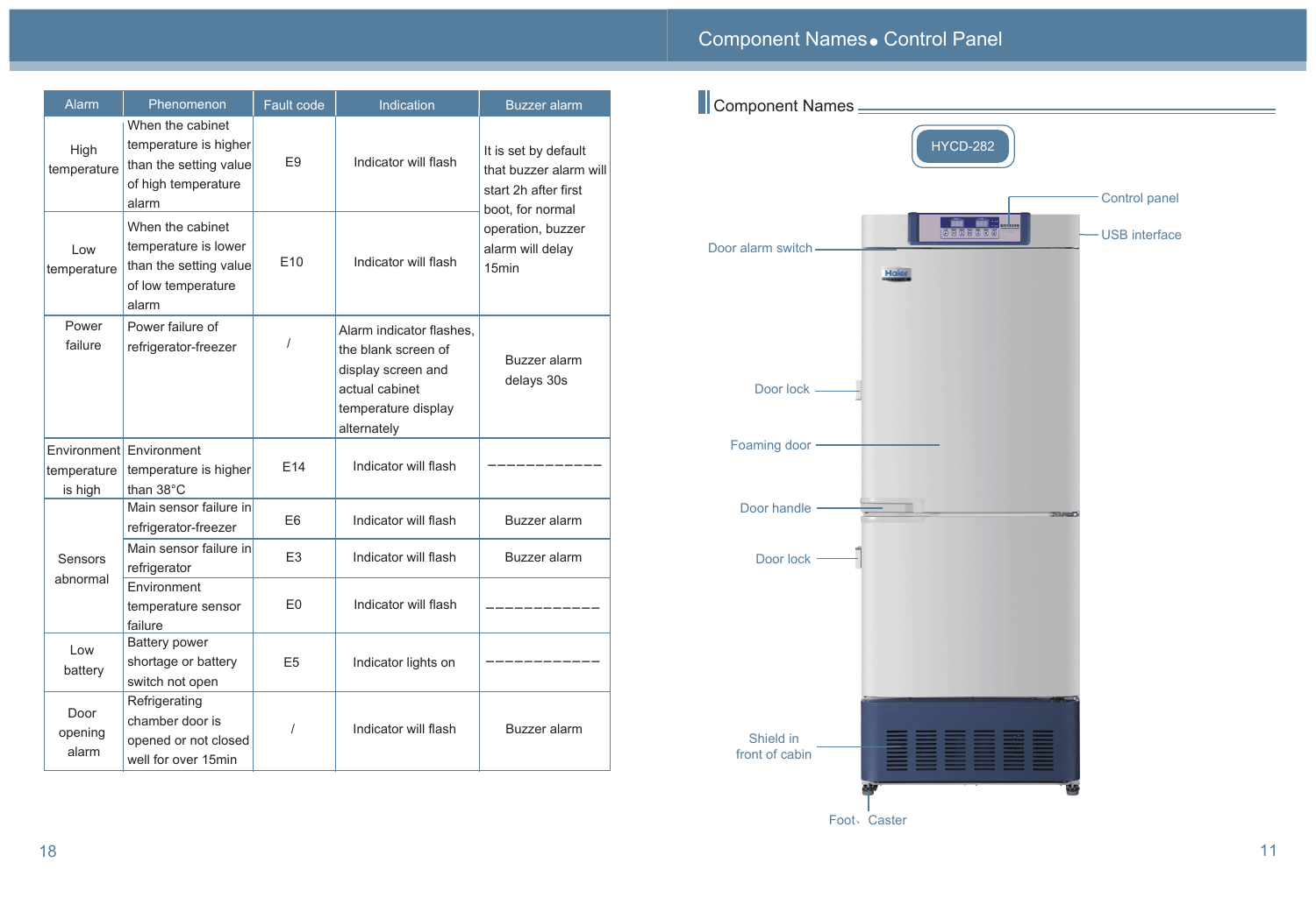| Alarm | Phenomenon | Fault code | Indication | Buzzer alarm |
|---|---|---|---|---|
| High temperature | When the cabinet temperature is higher than the setting value of high temperature alarm | E9 | Indicator will flash | It is set by default that buzzer alarm will start 2h after first boot, for normal operation, buzzer alarm will delay 15min |
| Low temperature | When the cabinet temperature is lower than the setting value of low temperature alarm | E10 | Indicator will flash | |
| Power failure | Power failure of refrigerator-freezer | / | Alarm indicator flashes, the blank screen of display screen and actual cabinet temperature display alternately | Buzzer alarm delays 30s |
| Environment temperature is high | Environment temperature is higher than 38°C | E14 | Indicator will flash | ———————— |
| Sensors abnormal | Main sensor failure in refrigerator-freezer | E6 | Indicator will flash | Buzzer alarm |
| | Main sensor failure in refrigerator | E3 | Indicator will flash | Buzzer alarm |
| | Environment temperature sensor failure | E0 | Indicator will flash | ———————— |
| Low battery | Battery power shortage or battery switch not open | E5 | Indicator lights on | ———————— |
| Door opening alarm | Refrigerating chamber door is opened or not closed well for over 15min | / | Indicator will flash | Buzzer alarm |

# Component Names ● Control Panel

## Component Names

HYCD-282

- Control panel
- USB interface
- Door alarm switch
- Door lock
- Foaming door
- Door handle
- Door lock
- Shield in front of cabin
- Foot、Caster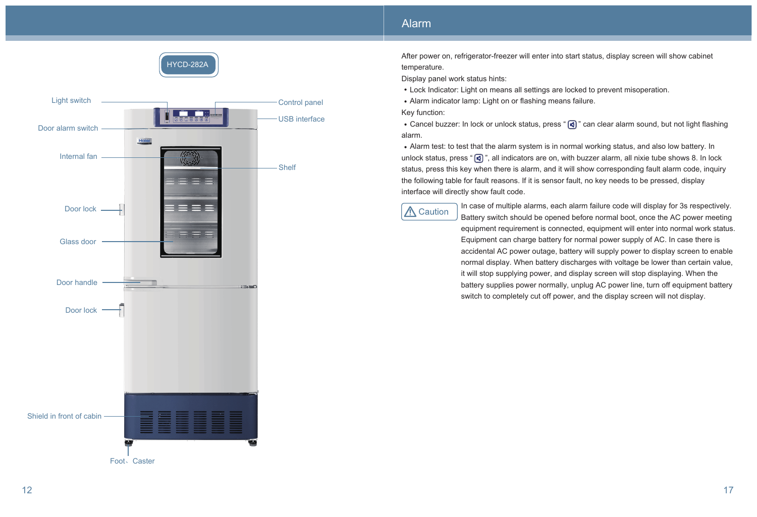HYCD-282A

Light switch

Door alarm switch

Internal fan

Door lock

Glass door

Door handle

Door lock

Shield in front of cabin

Foot、Caster

Control panel

USB interface

Shelf

## Alarm

After power on, refrigerator-freezer will enter into start status, display screen will show cabinet temperature.

Display panel work status hints:

- Lock Indicator: Light on means all settings are locked to prevent misoperation.
- Alarm indicator lamp: Light on or flashing means failure.

Key function:

- Cancel buzzer: In lock or unlock status, press " 🔇 " can clear alarm sound, but not light flashing alarm.
- Alarm test: to test that the alarm system is in normal working status, and also low battery. In unlock status, press " 🔇 ", all indicators are on, with buzzer alarm, all nixie tube shows 8. In lock status, press this key when there is alarm, and it will show corresponding fault alarm code, inquiry the following table for fault reasons. If it is sensor fault, no key needs to be pressed, display interface will directly show fault code.

**⚠ Caution**

In case of multiple alarms, each alarm failure code will display for 3s respectively. Battery switch should be opened before normal boot, once the AC power meeting equipment requirement is connected, equipment will enter into normal work status. Equipment can charge battery for normal power supply of AC. In case there is accidental AC power outage, battery will supply power to display screen to enable normal display. When battery discharges with voltage be lower than certain value, it will stop supplying power, and display screen will stop displaying. When the battery supplies power normally, unplug AC power line, turn off equipment battery switch to completely cut off power, and the display screen will not display.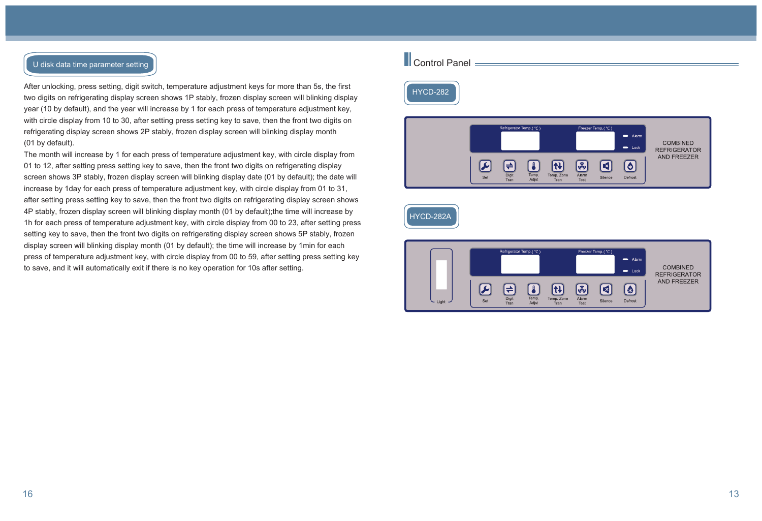## U disk data time parameter setting

After unlocking, press setting, digit switch, temperature adjustment keys for more than 5s, the first two digits on refrigerating display screen shows 1P stably, frozen display screen will blinking display year (10 by default), and the year will increase by 1 for each press of temperature adjustment key, with circle display from 10 to 30, after setting press setting key to save, then the front two digits on refrigerating display screen shows 2P stably, frozen display screen will blinking display month (01 by default).

The month will increase by 1 for each press of temperature adjustment key, with circle display from 01 to 12, after setting press setting key to save, then the front two digits on refrigerating display screen shows 3P stably, frozen display screen will blinking display date (01 by default); the date will increase by 1day for each press of temperature adjustment key, with circle display from 01 to 31, after setting press setting key to save, then the front two digits on refrigerating display screen shows 4P stably, frozen display screen will blinking display month (01 by default);the time will increase by 1h for each press of temperature adjustment key, with circle display from 00 to 23, after setting press setting key to save, then the front two digits on refrigerating display screen shows 5P stably, frozen display screen will blinking display month (01 by default); the time will increase by 1min for each press of temperature adjustment key, with circle display from 00 to 59, after setting press setting key to save, and it will automatically exit if there is no key operation for 10s after setting.

## Control Panel

### HYCD-282

Refrigerator Temp.( ℃ ) | Freezer Temp.( ℃ ) | Alarm | Lock

Set | Digit Tran | Temp. Adjst | Temp. Zone Tran | Alarm Test | Silence | Defrost

COMBINED REFRIGERATOR AND FREEZER

### HYCD-282A

Light

Refrigerator Temp.( ℃ ) | Freezer Temp.( ℃ ) | Alarm | Lock

Set | Digit Tran | Temp. Adjst | Temp. Zone Tran | Alarm Test | Silence | Defrost

COMBINED REFRIGERATOR AND FREEZER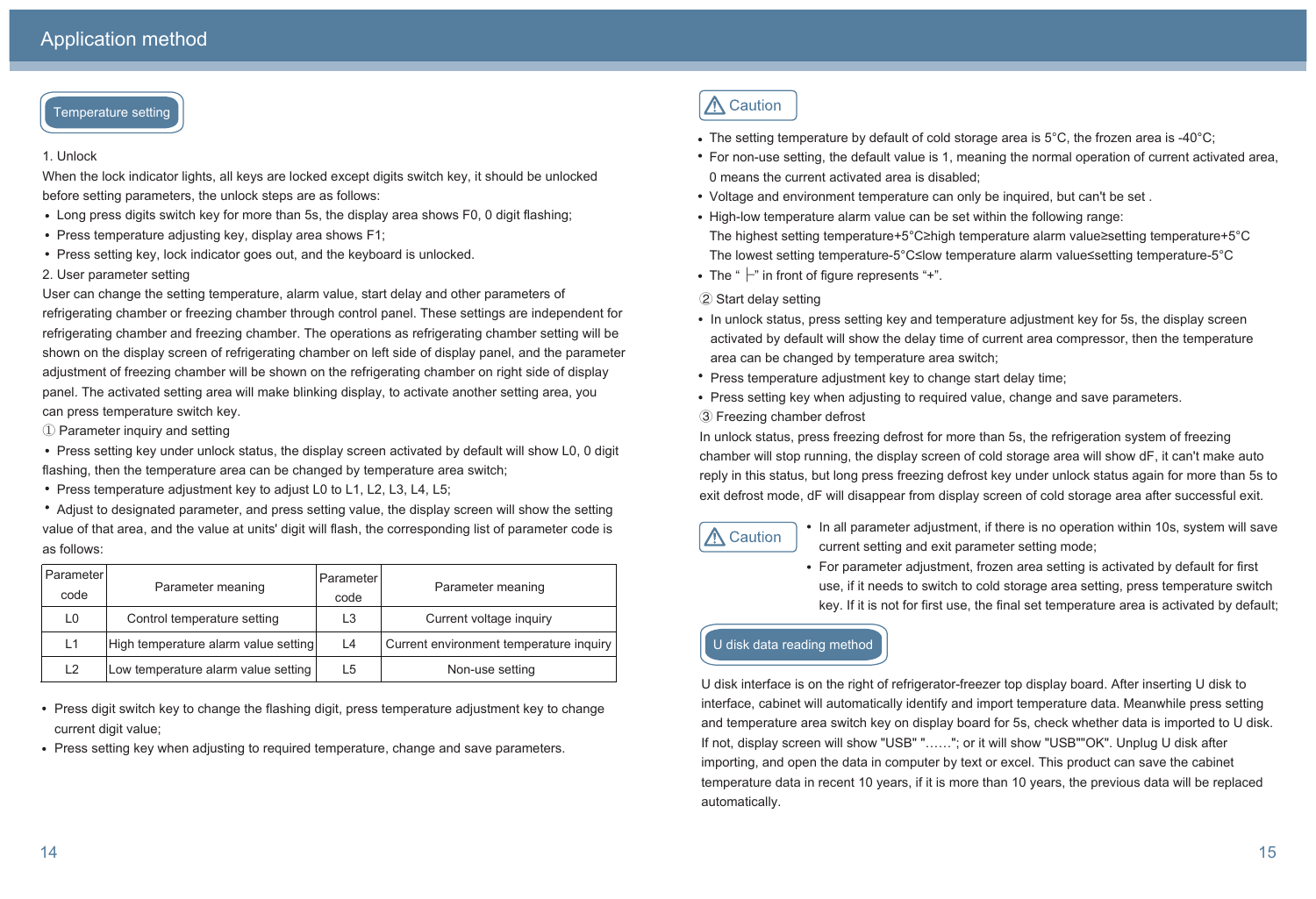# Application method

## Temperature setting

1. Unlock

When the lock indicator lights, all keys are locked except digits switch key, it should be unlocked before setting parameters, the unlock steps are as follows:

- Long press digits switch key for more than 5s, the display area shows F0, 0 digit flashing;
- Press temperature adjusting key, display area shows F1;
- Press setting key, lock indicator goes out, and the keyboard is unlocked.

2. User parameter setting

User can change the setting temperature, alarm value, start delay and other parameters of refrigerating chamber or freezing chamber through control panel. These settings are independent for refrigerating chamber and freezing chamber. The operations as refrigerating chamber setting will be shown on the display screen of refrigerating chamber on left side of display panel, and the parameter adjustment of freezing chamber will be shown on the refrigerating chamber on right side of display panel. The activated setting area will make blinking display, to activate another setting area, you can press temperature switch key.

① Parameter inquiry and setting

- Press setting key under unlock status, the display screen activated by default will show L0, 0 digit flashing, then the temperature area can be changed by temperature area switch;
- Press temperature adjustment key to adjust L0 to L1, L2, L3, L4, L5;
- Adjust to designated parameter, and press setting value, the display screen will show the setting value of that area, and the value at units' digit will flash, the corresponding list of parameter code is as follows:

| Parameter code | Parameter meaning | Parameter code | Parameter meaning |
|---|---|---|---|
| L0 | Control temperature setting | L3 | Current voltage inquiry |
| L1 | High temperature alarm value setting | L4 | Current environment temperature inquiry |
| L2 | Low temperature alarm value setting | L5 | Non-use setting |

- Press digit switch key to change the flashing digit, press temperature adjustment key to change current digit value;
- Press setting key when adjusting to required temperature, change and save parameters.

### Caution

- The setting temperature by default of cold storage area is 5°C, the frozen area is -40°C;
- For non-use setting, the default value is 1, meaning the normal operation of current activated area, 0 means the current activated area is disabled;
- Voltage and environment temperature can only be inquired, but can't be set .
- High-low temperature alarm value can be set within the following range:
  The highest setting temperature+5°C≥high temperature alarm value≥setting temperature+5°C
  The lowest setting temperature-5°C≤low temperature alarm value≤setting temperature-5°C
- The " ⊢" in front of figure represents "+".

② Start delay setting

- In unlock status, press setting key and temperature adjustment key for 5s, the display screen activated by default will show the delay time of current area compressor, then the temperature area can be changed by temperature area switch;
- Press temperature adjustment key to change start delay time;
- Press setting key when adjusting to required value, change and save parameters.

③ Freezing chamber defrost

In unlock status, press freezing defrost for more than 5s, the refrigeration system of freezing chamber will stop running, the display screen of cold storage area will show dF, it can't make auto reply in this status, but long press freezing defrost key under unlock status again for more than 5s to exit defrost mode, dF will disappear from display screen of cold storage area after successful exit.

### Caution

- In all parameter adjustment, if there is no operation within 10s, system will save current setting and exit parameter setting mode;
- For parameter adjustment, frozen area setting is activated by default for first use, if it needs to switch to cold storage area setting, press temperature switch key. If it is not for first use, the final set temperature area is activated by default;

## U disk data reading method

U disk interface is on the right of refrigerator-freezer top display board. After inserting U disk to interface, cabinet will automatically identify and import temperature data. Meanwhile press setting and temperature area switch key on display board for 5s, check whether data is imported to U disk. If not, display screen will show "USB" "……"; or it will show "USB""OK". Unplug U disk after importing, and open the data in computer by text or excel. This product can save the cabinet temperature data in recent 10 years, if it is more than 10 years, the previous data will be replaced automatically.